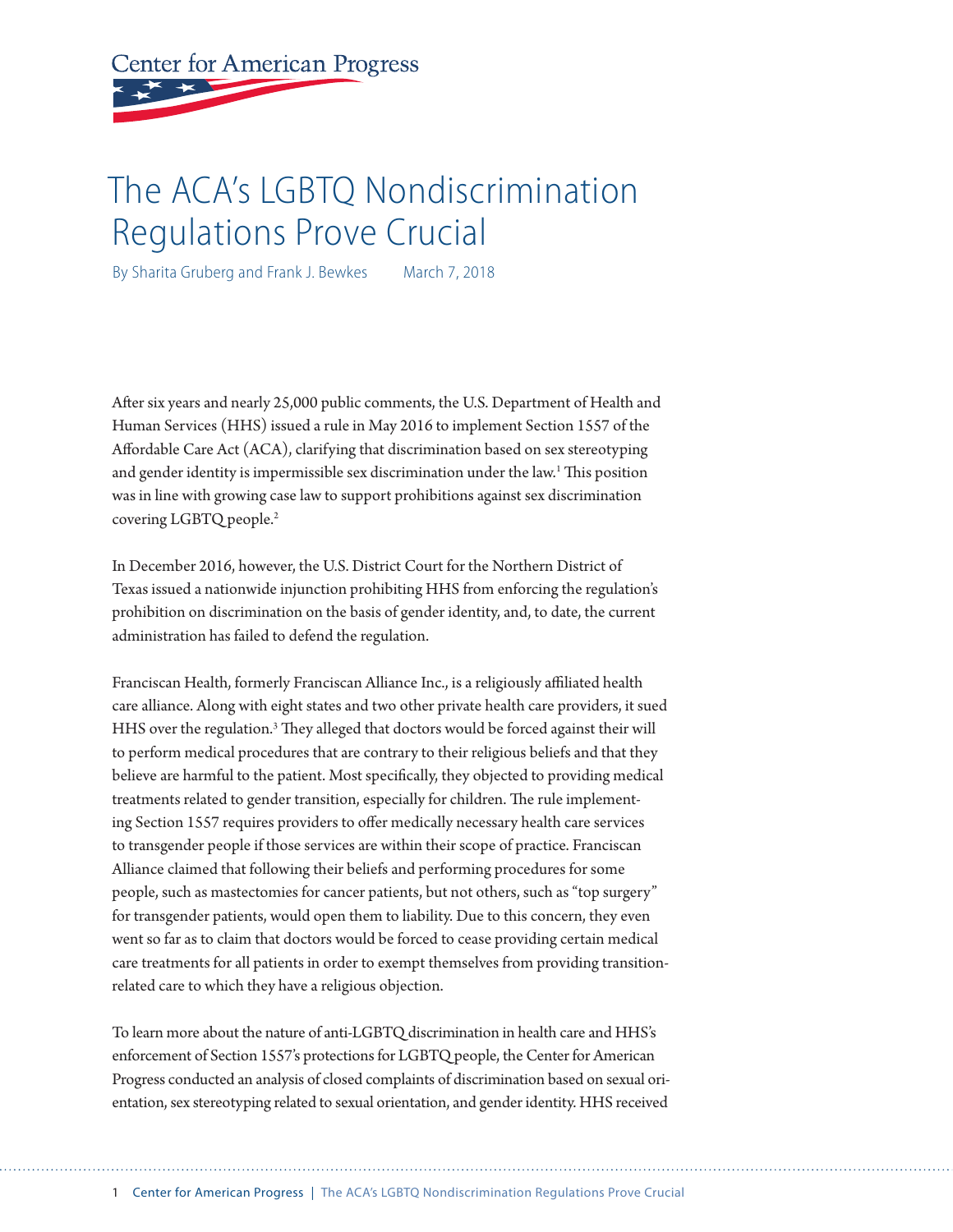Center for American Progress

# The ACA's LGBTQ Nondiscrimination Regulations Prove Crucial

By Sharita Gruberg and Frank J. Bewkes March 7, 2018

After six years and nearly 25,000 public comments, the U.S. Department of Health and Human Services (HHS) issued a rule in May 2016 to implement Section 1557 of the Affordable Care Act (ACA), clarifying that discrimination based on sex stereotyping and gender identity is impermissible sex discrimination under the law.[1] This position was in line with growing case law to support prohibitions against sex discrimination covering LGBTQ people.[2]

In December 2016, however, the U.S. District Court for the Northern District of Texas issued a nationwide injunction prohibiting HHS from enforcing the regulation's prohibition on discrimination on the basis of gender identity, and, to date, the current administration has failed to defend the regulation.

Franciscan Health, formerly Franciscan Alliance Inc., is a religiously affiliated health care alliance. Along with eight states and two other private health care providers, it sued HHS over the regulation.[3] They alleged that doctors would be forced against their will to perform medical procedures that are contrary to their religious beliefs and that they believe are harmful to the patient. Most specifically, they objected to providing medical treatments related to gender transition, especially for children. The rule implementing Section 1557 requires providers to offer medically necessary health care services to transgender people if those services are within their scope of practice. Franciscan Alliance claimed that following their beliefs and performing procedures for some people, such as mastectomies for cancer patients, but not others, such as "top surgery" for transgender patients, would open them to liability. Due to this concern, they even went so far as to claim that doctors would be forced to cease providing certain medical care treatments for all patients in order to exempt themselves from providing transition-related care to which they have a religious objection.

To learn more about the nature of anti-LGBTQ discrimination in health care and HHS's enforcement of Section 1557's protections for LGBTQ people, the Center for American Progress conducted an analysis of closed complaints of discrimination based on sexual orientation, sex stereotyping related to sexual orientation, and gender identity. HHS received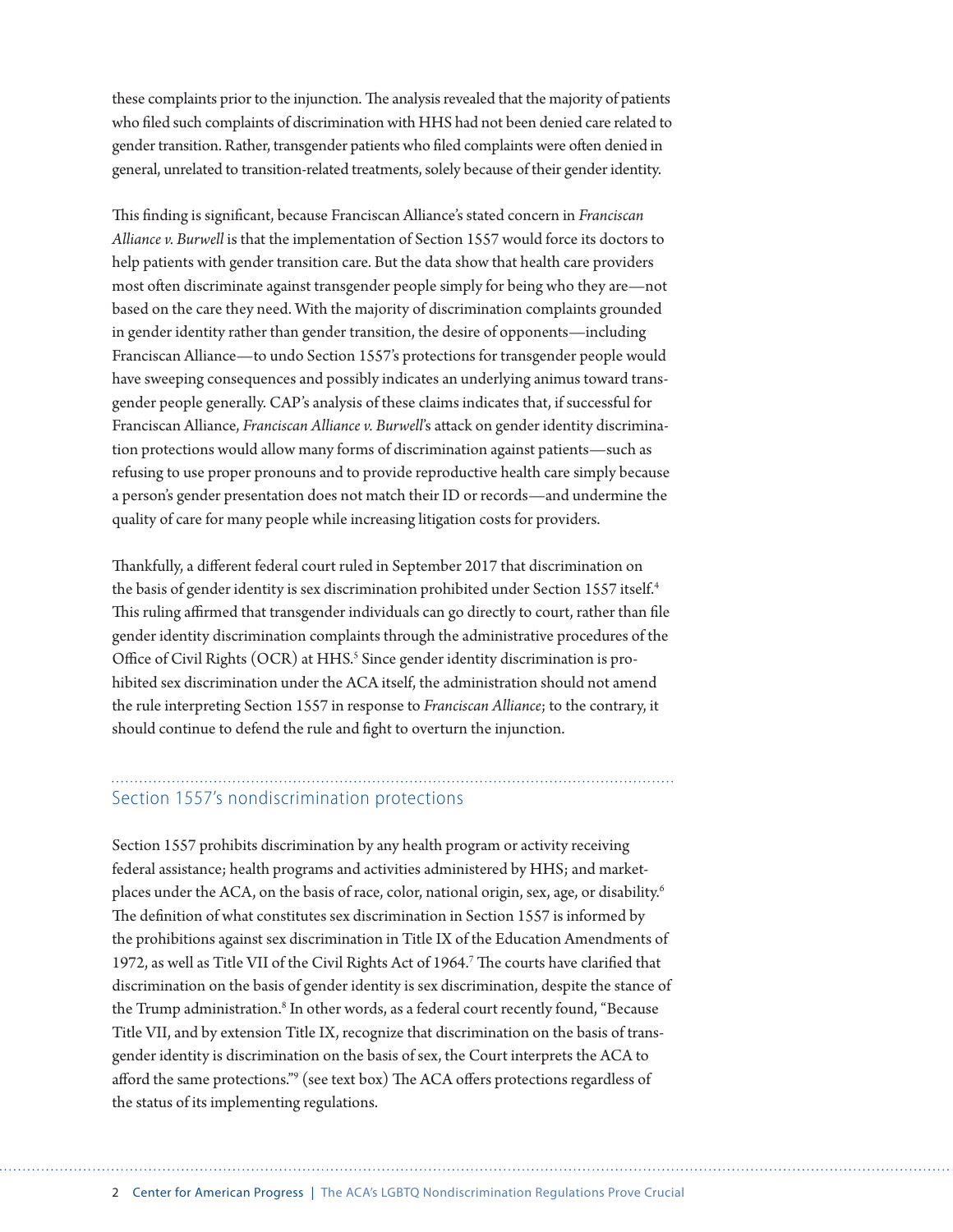these complaints prior to the injunction. The analysis revealed that the majority of patients who filed such complaints of discrimination with HHS had not been denied care related to gender transition. Rather, transgender patients who filed complaints were often denied in general, unrelated to transition-related treatments, solely because of their gender identity.

This finding is significant, because Franciscan Alliance's stated concern in *Franciscan Alliance v. Burwell* is that the implementation of Section 1557 would force its doctors to help patients with gender transition care. But the data show that health care providers most often discriminate against transgender people simply for being who they are—not based on the care they need. With the majority of discrimination complaints grounded in gender identity rather than gender transition, the desire of opponents—including Franciscan Alliance—to undo Section 1557's protections for transgender people would have sweeping consequences and possibly indicates an underlying animus toward transgender people generally. CAP's analysis of these claims indicates that, if successful for Franciscan Alliance, *Franciscan Alliance v. Burwell*'s attack on gender identity discrimination protections would allow many forms of discrimination against patients—such as refusing to use proper pronouns and to provide reproductive health care simply because a person's gender presentation does not match their ID or records—and undermine the quality of care for many people while increasing litigation costs for providers.

Thankfully, a different federal court ruled in September 2017 that discrimination on the basis of gender identity is sex discrimination prohibited under Section 1557 itself.[4] This ruling affirmed that transgender individuals can go directly to court, rather than file gender identity discrimination complaints through the administrative procedures of the Office of Civil Rights (OCR) at HHS.[5] Since gender identity discrimination is prohibited sex discrimination under the ACA itself, the administration should not amend the rule interpreting Section 1557 in response to *Franciscan Alliance*; to the contrary, it should continue to defend the rule and fight to overturn the injunction.

## Section 1557's nondiscrimination protections

Section 1557 prohibits discrimination by any health program or activity receiving federal assistance; health programs and activities administered by HHS; and marketplaces under the ACA, on the basis of race, color, national origin, sex, age, or disability.[6] The definition of what constitutes sex discrimination in Section 1557 is informed by the prohibitions against sex discrimination in Title IX of the Education Amendments of 1972, as well as Title VII of the Civil Rights Act of 1964.[7] The courts have clarified that discrimination on the basis of gender identity is sex discrimination, despite the stance of the Trump administration.[8] In other words, as a federal court recently found, "Because Title VII, and by extension Title IX, recognize that discrimination on the basis of transgender identity is discrimination on the basis of sex, the Court interprets the ACA to afford the same protections."[9] (see text box) The ACA offers protections regardless of the status of its implementing regulations.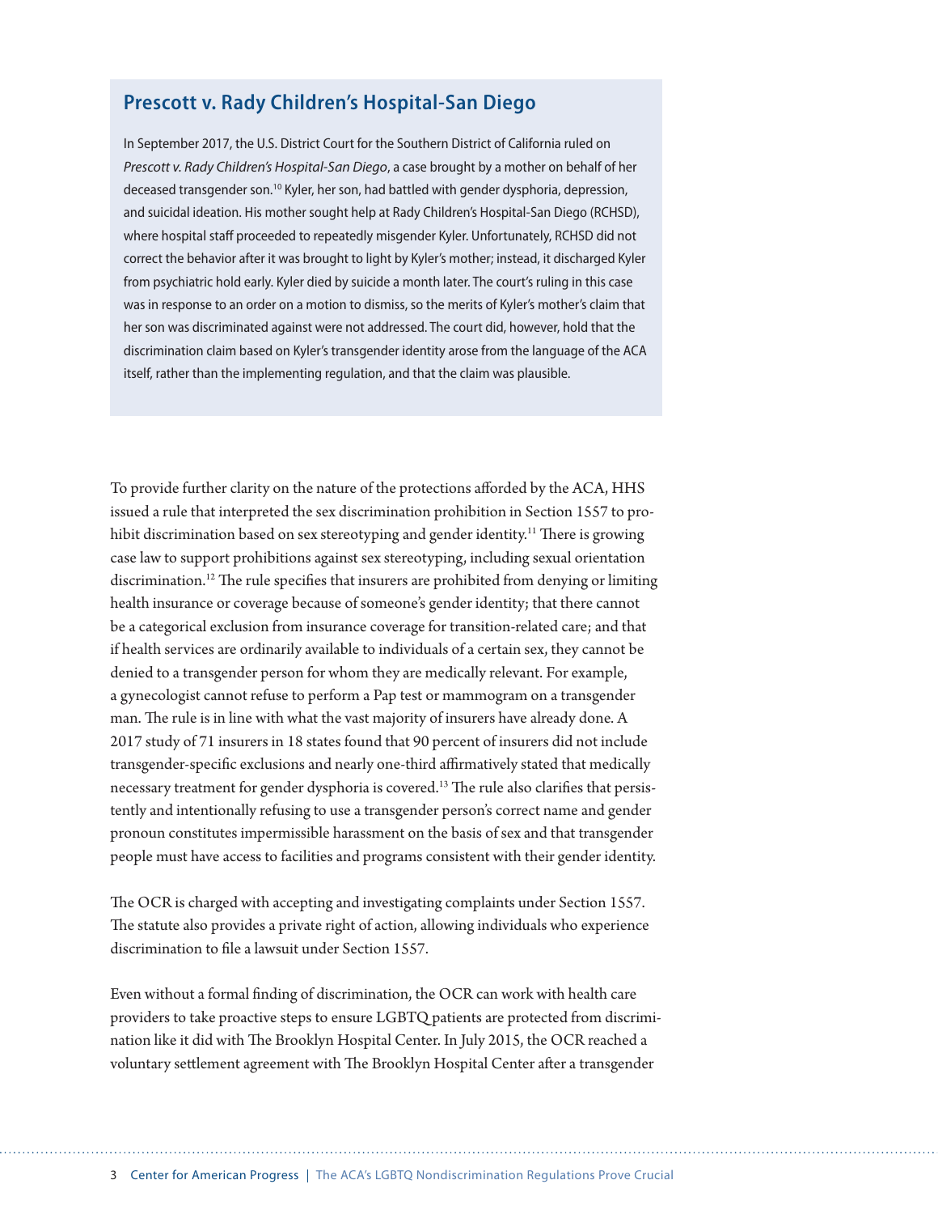## Prescott v. Rady Children's Hospital-San Diego

In September 2017, the U.S. District Court for the Southern District of California ruled on *Prescott v. Rady Children's Hospital-San Diego*, a case brought by a mother on behalf of her deceased transgender son.[10] Kyler, her son, had battled with gender dysphoria, depression, and suicidal ideation. His mother sought help at Rady Children's Hospital-San Diego (RCHSD), where hospital staff proceeded to repeatedly misgender Kyler. Unfortunately, RCHSD did not correct the behavior after it was brought to light by Kyler's mother; instead, it discharged Kyler from psychiatric hold early. Kyler died by suicide a month later. The court's ruling in this case was in response to an order on a motion to dismiss, so the merits of Kyler's mother's claim that her son was discriminated against were not addressed. The court did, however, hold that the discrimination claim based on Kyler's transgender identity arose from the language of the ACA itself, rather than the implementing regulation, and that the claim was plausible.

To provide further clarity on the nature of the protections afforded by the ACA, HHS issued a rule that interpreted the sex discrimination prohibition in Section 1557 to prohibit discrimination based on sex stereotyping and gender identity.[11] There is growing case law to support prohibitions against sex stereotyping, including sexual orientation discrimination.[12] The rule specifies that insurers are prohibited from denying or limiting health insurance or coverage because of someone's gender identity; that there cannot be a categorical exclusion from insurance coverage for transition-related care; and that if health services are ordinarily available to individuals of a certain sex, they cannot be denied to a transgender person for whom they are medically relevant. For example, a gynecologist cannot refuse to perform a Pap test or mammogram on a transgender man. The rule is in line with what the vast majority of insurers have already done. A 2017 study of 71 insurers in 18 states found that 90 percent of insurers did not include transgender-specific exclusions and nearly one-third affirmatively stated that medically necessary treatment for gender dysphoria is covered.[13] The rule also clarifies that persistently and intentionally refusing to use a transgender person's correct name and gender pronoun constitutes impermissible harassment on the basis of sex and that transgender people must have access to facilities and programs consistent with their gender identity.

The OCR is charged with accepting and investigating complaints under Section 1557. The statute also provides a private right of action, allowing individuals who experience discrimination to file a lawsuit under Section 1557.

Even without a formal finding of discrimination, the OCR can work with health care providers to take proactive steps to ensure LGBTQ patients are protected from discrimination like it did with The Brooklyn Hospital Center. In July 2015, the OCR reached a voluntary settlement agreement with The Brooklyn Hospital Center after a transgender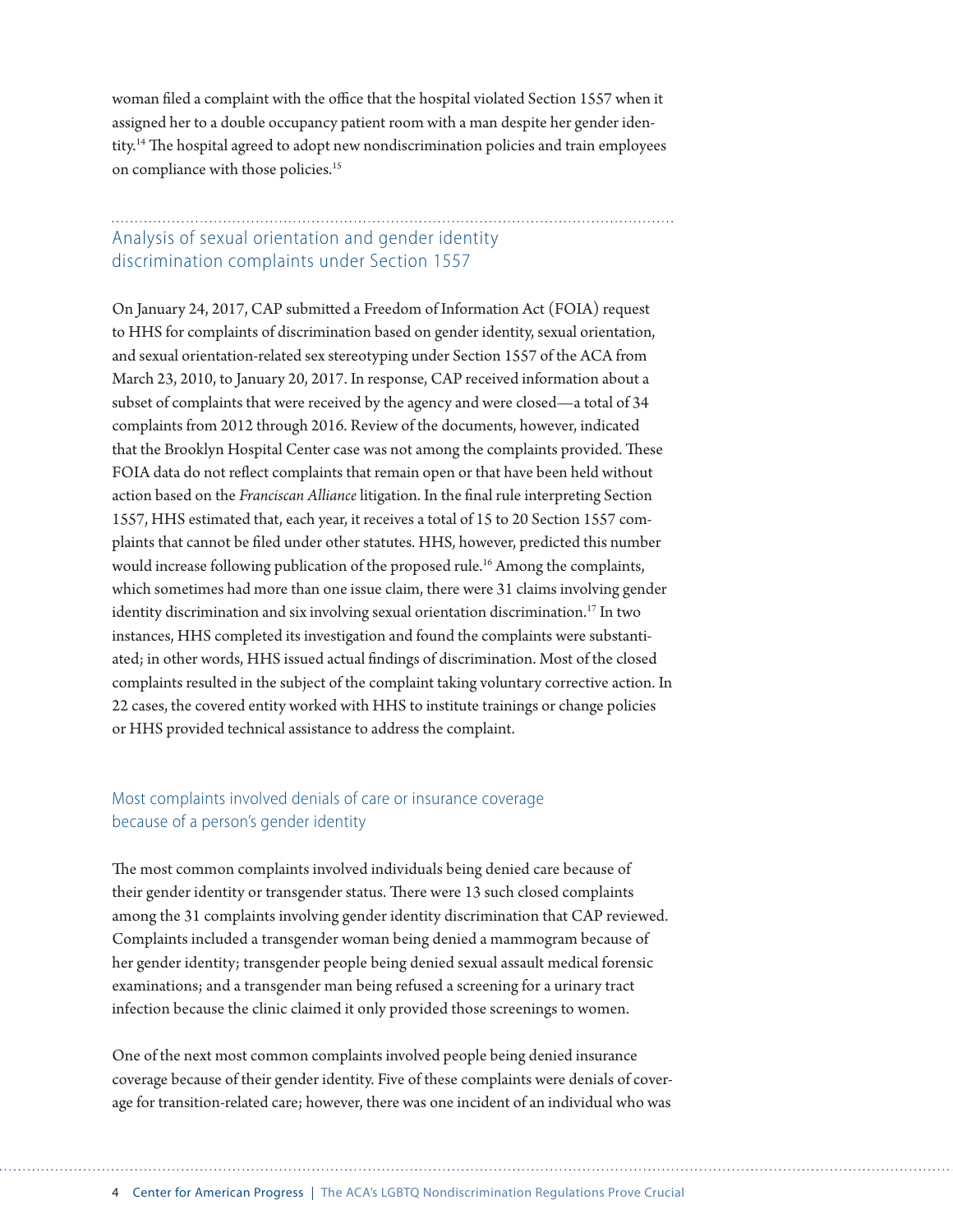woman filed a complaint with the office that the hospital violated Section 1557 when it assigned her to a double occupancy patient room with a man despite her gender identity.[14] The hospital agreed to adopt new nondiscrimination policies and train employees on compliance with those policies.[15]

## Analysis of sexual orientation and gender identity discrimination complaints under Section 1557

On January 24, 2017, CAP submitted a Freedom of Information Act (FOIA) request to HHS for complaints of discrimination based on gender identity, sexual orientation, and sexual orientation-related sex stereotyping under Section 1557 of the ACA from March 23, 2010, to January 20, 2017. In response, CAP received information about a subset of complaints that were received by the agency and were closed—a total of 34 complaints from 2012 through 2016. Review of the documents, however, indicated that the Brooklyn Hospital Center case was not among the complaints provided. These FOIA data do not reflect complaints that remain open or that have been held without action based on the *Franciscan Alliance* litigation. In the final rule interpreting Section 1557, HHS estimated that, each year, it receives a total of 15 to 20 Section 1557 complaints that cannot be filed under other statutes. HHS, however, predicted this number would increase following publication of the proposed rule.[16] Among the complaints, which sometimes had more than one issue claim, there were 31 claims involving gender identity discrimination and six involving sexual orientation discrimination.[17] In two instances, HHS completed its investigation and found the complaints were substantiated; in other words, HHS issued actual findings of discrimination. Most of the closed complaints resulted in the subject of the complaint taking voluntary corrective action. In 22 cases, the covered entity worked with HHS to institute trainings or change policies or HHS provided technical assistance to address the complaint.

### Most complaints involved denials of care or insurance coverage because of a person's gender identity

The most common complaints involved individuals being denied care because of their gender identity or transgender status. There were 13 such closed complaints among the 31 complaints involving gender identity discrimination that CAP reviewed. Complaints included a transgender woman being denied a mammogram because of her gender identity; transgender people being denied sexual assault medical forensic examinations; and a transgender man being refused a screening for a urinary tract infection because the clinic claimed it only provided those screenings to women.

One of the next most common complaints involved people being denied insurance coverage because of their gender identity. Five of these complaints were denials of coverage for transition-related care; however, there was one incident of an individual who was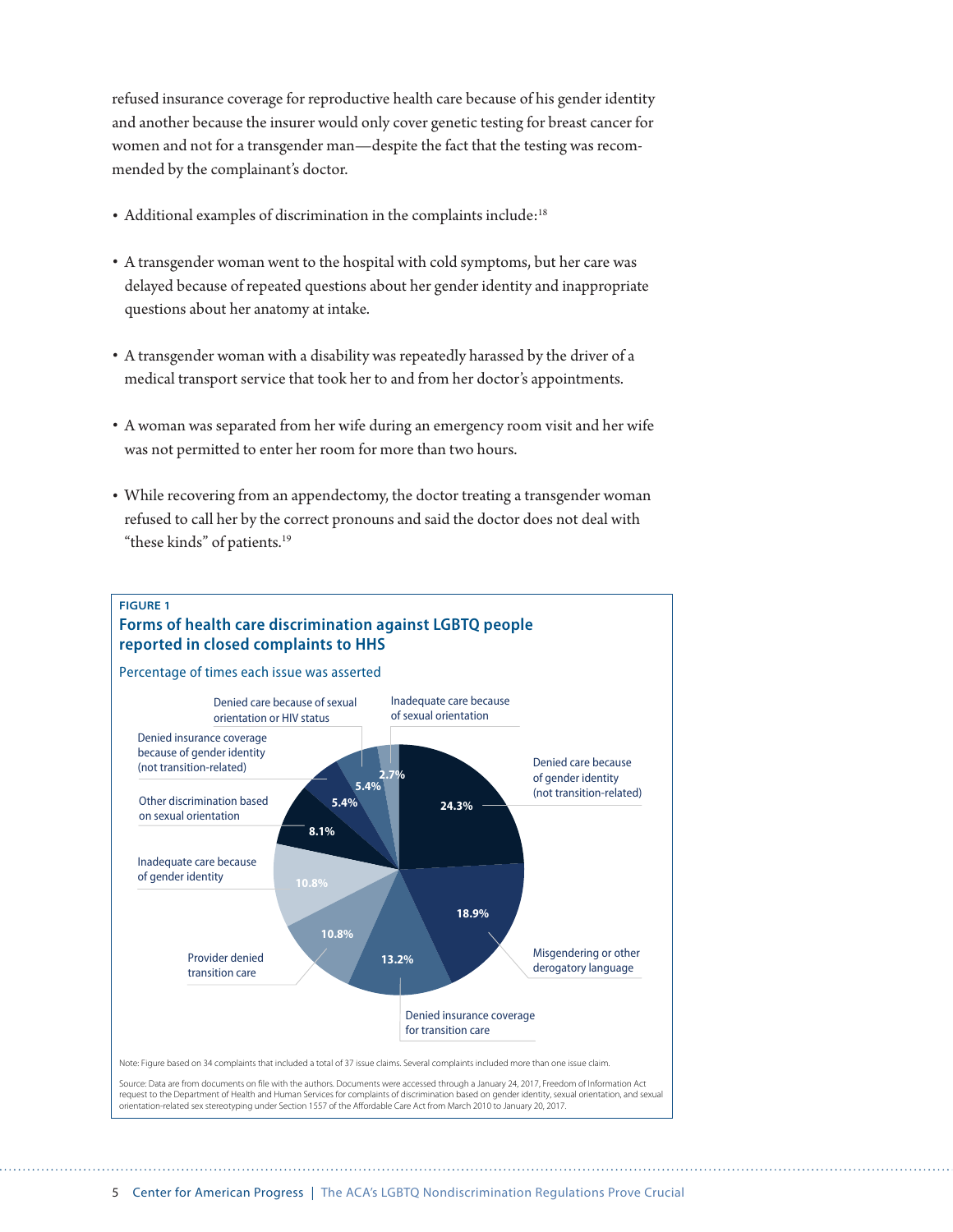refused insurance coverage for reproductive health care because of his gender identity and another because the insurer would only cover genetic testing for breast cancer for women and not for a transgender man—despite the fact that the testing was recommended by the complainant's doctor.

- Additional examples of discrimination in the complaints include:[18]
- A transgender woman went to the hospital with cold symptoms, but her care was delayed because of repeated questions about her gender identity and inappropriate questions about her anatomy at intake.
- A transgender woman with a disability was repeatedly harassed by the driver of a medical transport service that took her to and from her doctor's appointments.
- A woman was separated from her wife during an emergency room visit and her wife was not permitted to enter her room for more than two hours.
- While recovering from an appendectomy, the doctor treating a transgender woman refused to call her by the correct pronouns and said the doctor does not deal with "these kinds" of patients.[19]

**FIGURE 1**

**Forms of health care discrimination against LGBTQ people reported in closed complaints to HHS**

Percentage of times each issue was asserted

Denied care because of gender identity (not transition-related) 24.3%

Misgendering or other derogatory language 18.9%

Denied insurance coverage for transition care 13.2%

Provider denied transition care 10.8%

Inadequate care because of gender identity 10.8%

Other discrimination based on sexual orientation 8.1%

Denied insurance coverage because of gender identity (not transition-related) 5.4%

Denied care because of sexual orientation or HIV status 5.4%

Inadequate care because of sexual orientation 2.7%

Note: Figure based on 34 complaints that included a total of 37 issue claims. Several complaints included more than one issue claim.

Source: Data are from documents on file with the authors. Documents were accessed through a January 24, 2017, Freedom of Information Act request to the Department of Health and Human Services for complaints of discrimination based on gender identity, sexual orientation, and sexual orientation-related sex stereotyping under Section 1557 of the Affordable Care Act from March 2010 to January 20, 2017.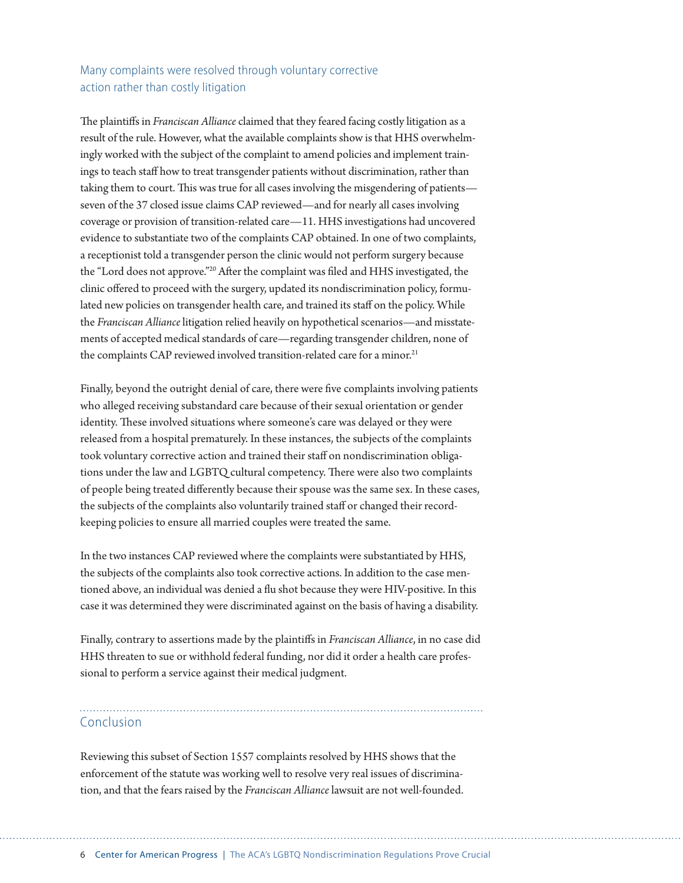## Many complaints were resolved through voluntary corrective action rather than costly litigation

The plaintiffs in *Franciscan Alliance* claimed that they feared facing costly litigation as a result of the rule. However, what the available complaints show is that HHS overwhelmingly worked with the subject of the complaint to amend policies and implement trainings to teach staff how to treat transgender patients without discrimination, rather than taking them to court. This was true for all cases involving the misgendering of patients—seven of the 37 closed issue claims CAP reviewed—and for nearly all cases involving coverage or provision of transition-related care—11. HHS investigations had uncovered evidence to substantiate two of the complaints CAP obtained. In one of two complaints, a receptionist told a transgender person the clinic would not perform surgery because the "Lord does not approve."[20] After the complaint was filed and HHS investigated, the clinic offered to proceed with the surgery, updated its nondiscrimination policy, formulated new policies on transgender health care, and trained its staff on the policy. While the *Franciscan Alliance* litigation relied heavily on hypothetical scenarios—and misstatements of accepted medical standards of care—regarding transgender children, none of the complaints CAP reviewed involved transition-related care for a minor.[21]

Finally, beyond the outright denial of care, there were five complaints involving patients who alleged receiving substandard care because of their sexual orientation or gender identity. These involved situations where someone's care was delayed or they were released from a hospital prematurely. In these instances, the subjects of the complaints took voluntary corrective action and trained their staff on nondiscrimination obligations under the law and LGBTQ cultural competency. There were also two complaints of people being treated differently because their spouse was the same sex. In these cases, the subjects of the complaints also voluntarily trained staff or changed their record-keeping policies to ensure all married couples were treated the same.

In the two instances CAP reviewed where the complaints were substantiated by HHS, the subjects of the complaints also took corrective actions. In addition to the case mentioned above, an individual was denied a flu shot because they were HIV-positive. In this case it was determined they were discriminated against on the basis of having a disability.

Finally, contrary to assertions made by the plaintiffs in *Franciscan Alliance*, in no case did HHS threaten to sue or withhold federal funding, nor did it order a health care professional to perform a service against their medical judgment.

## Conclusion

Reviewing this subset of Section 1557 complaints resolved by HHS shows that the enforcement of the statute was working well to resolve very real issues of discrimination, and that the fears raised by the *Franciscan Alliance* lawsuit are not well-founded.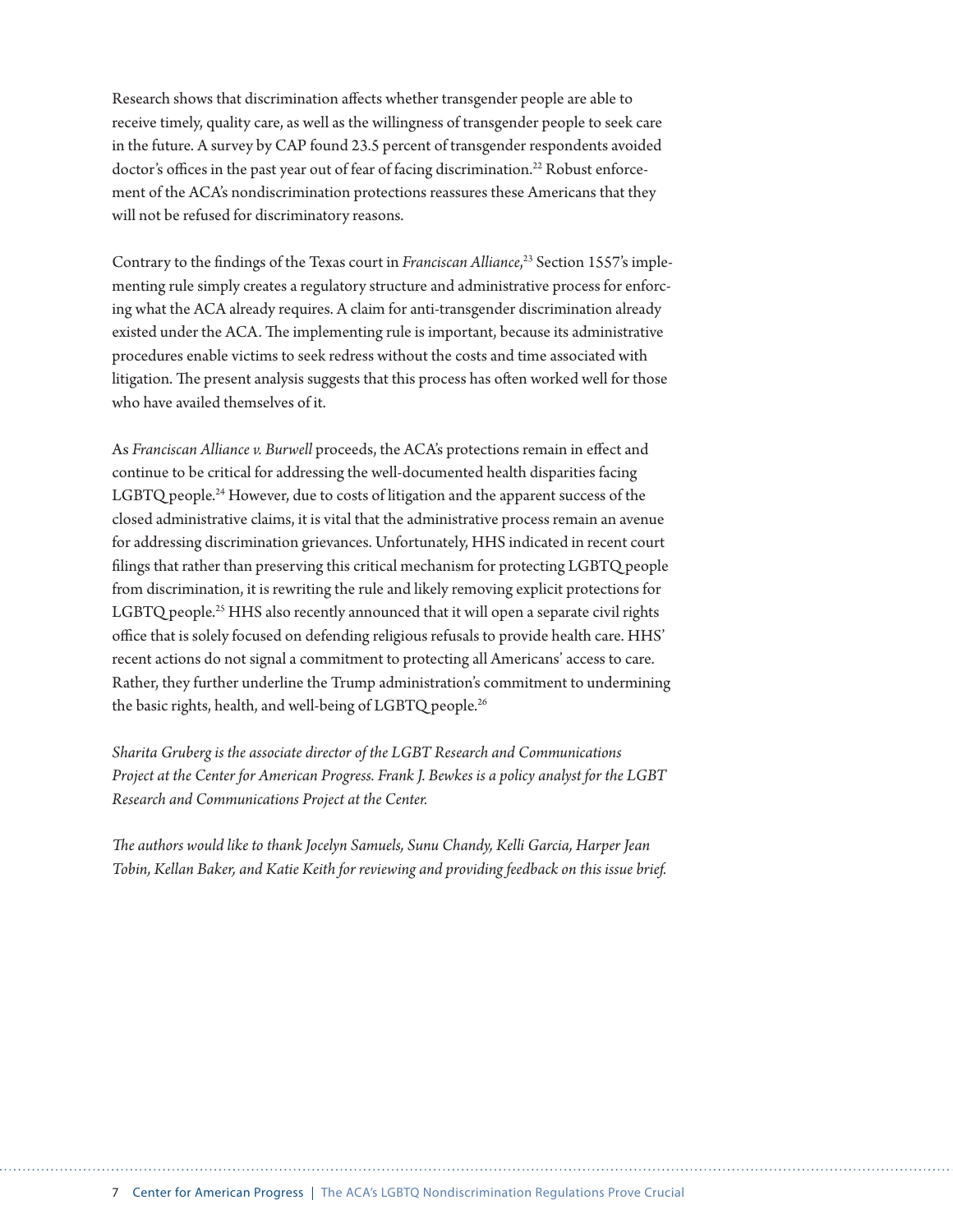Research shows that discrimination affects whether transgender people are able to receive timely, quality care, as well as the willingness of transgender people to seek care in the future. A survey by CAP found 23.5 percent of transgender respondents avoided doctor's offices in the past year out of fear of facing discrimination.[22] Robust enforcement of the ACA's nondiscrimination protections reassures these Americans that they will not be refused for discriminatory reasons.

Contrary to the findings of the Texas court in *Franciscan Alliance*,[23] Section 1557's implementing rule simply creates a regulatory structure and administrative process for enforcing what the ACA already requires. A claim for anti-transgender discrimination already existed under the ACA. The implementing rule is important, because its administrative procedures enable victims to seek redress without the costs and time associated with litigation. The present analysis suggests that this process has often worked well for those who have availed themselves of it.

As *Franciscan Alliance v. Burwell* proceeds, the ACA's protections remain in effect and continue to be critical for addressing the well-documented health disparities facing LGBTQ people.[24] However, due to costs of litigation and the apparent success of the closed administrative claims, it is vital that the administrative process remain an avenue for addressing discrimination grievances. Unfortunately, HHS indicated in recent court filings that rather than preserving this critical mechanism for protecting LGBTQ people from discrimination, it is rewriting the rule and likely removing explicit protections for LGBTQ people.[25] HHS also recently announced that it will open a separate civil rights office that is solely focused on defending religious refusals to provide health care. HHS' recent actions do not signal a commitment to protecting all Americans' access to care. Rather, they further underline the Trump administration's commitment to undermining the basic rights, health, and well-being of LGBTQ people.[26]

*Sharita Gruberg is the associate director of the LGBT Research and Communications Project at the Center for American Progress. Frank J. Bewkes is a policy analyst for the LGBT Research and Communications Project at the Center.*

*The authors would like to thank Jocelyn Samuels, Sunu Chandy, Kelli Garcia, Harper Jean Tobin, Kellan Baker, and Katie Keith for reviewing and providing feedback on this issue brief.*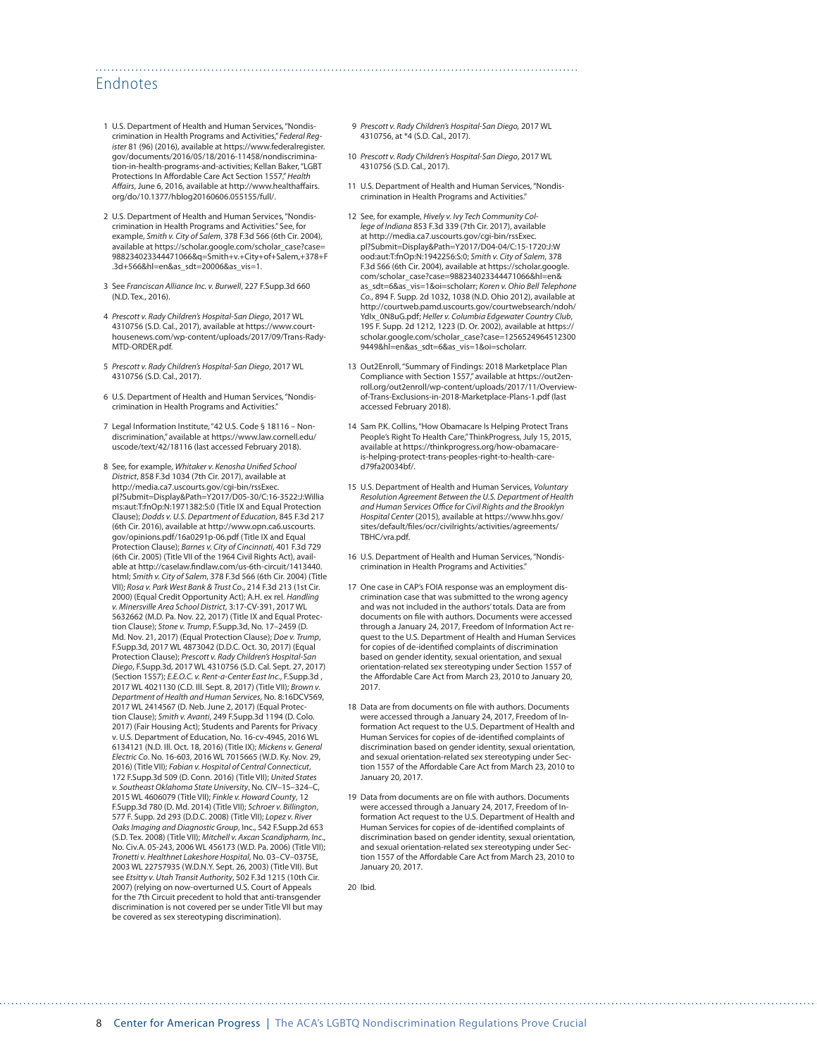## Endnotes

1. U.S. Department of Health and Human Services, "Nondiscrimination in Health Programs and Activities," *Federal Register* 81 (96) (2016), available at https://www.federalregister.gov/documents/2016/05/18/2016-11458/nondiscrimination-in-health-programs-and-activities; Kellan Baker, "LGBT Protections In Affordable Care Act Section 1557," *Health Affairs*, June 6, 2016, available at http://www.healthaffairs.org/do/10.1377/hblog20160606.055155/full/.

2. U.S. Department of Health and Human Services, "Nondiscrimination in Health Programs and Activities." See, for example, *Smith v. City of Salem*, 378 F.3d 566 (6th Cir. 2004), available at https://scholar.google.com/scholar_case?case=988234023344471066&q=Smith+v.+City+of+Salem,+378+F.3d+566&hl=en&as_sdt=20006&as_vis=1.

3. See *Franciscan Alliance Inc. v. Burwell*, 227 F.Supp.3d 660 (N.D. Tex., 2016).

4. *Prescott v. Rady Children's Hospital-San Diego*, 2017 WL 4310756 (S.D. Cal., 2017), available at https://www.courthousenews.com/wp-content/uploads/2017/09/Trans-Rady-MTD-ORDER.pdf.

5. *Prescott v. Rady Children's Hospital-San Diego*, 2017 WL 4310756 (S.D. Cal., 2017).

6. U.S. Department of Health and Human Services, "Nondiscrimination in Health Programs and Activities."

7. Legal Information Institute, "42 U.S. Code § 18116 – Nondiscrimination," available at https://www.law.cornell.edu/uscode/text/42/18116 (last accessed February 2018).

8. See, for example, *Whitaker v. Kenosha Unified School District*, 858 F.3d 1034 (7th Cir. 2017), available at http://media.ca7.uscourts.gov/cgi-bin/rssExec.pl?Submit=Display&Path=Y2017/D05-30/C:16-3522:J:Williams:aut:T:fnOp:N:1971382:S:0 (Title IX and Equal Protection Clause); *Dodds v. U.S. Department of Education*, 845 F.3d 217 (6th Cir. 2016), available at http://www.opn.ca6.uscourts.gov/opinions.pdf/16a0291p-06.pdf (Title IX and Equal Protection Clause); *Barnes v. City of Cincinnati*, 401 F.3d 729 (6th Cir. 2005) (Title VII of the 1964 Civil Rights Act), available at http://caselaw.findlaw.com/us-6th-circuit/1413440.html; *Smith v. City of Salem*, 378 F.3d 566 (6th Cir. 2004) (Title VII); *Rosa v. Park West Bank & Trust Co*., 214 F.3d 213 (1st Cir. 2000) (Equal Credit Opportunity Act); A.H. ex rel. *Handling v. Minersville Area School District*, 3:17-CV-391, 2017 WL 5632662 (M.D. Pa. Nov. 22, 2017) (Title IX and Equal Protection Clause); *Stone v. Trump*, F.Supp.3d, No. 17–2459 (D. Md. Nov. 21, 2017) (Equal Protection Clause); *Doe v. Trump*, F.Supp.3d, 2017 WL 4873042 (D.D.C. Oct. 30, 2017) (Equal Protection Clause); *Prescott v. Rady Children's Hospital-San Diego*, F.Supp.3d, 2017 WL 4310756 (S.D. Cal. Sept. 27, 2017) (Section 1557); *E.E.O.C. v. Rent-a-Center East Inc.*, F.Supp.3d , 2017 WL 4021130 (C.D. Ill. Sept. 8, 2017) (Title VII); *Brown v. Department of Health and Human Services*, No. 8:16DCV569, 2017 WL 2414567 (D. Neb. June 2, 2017) (Equal Protection Clause); *Smith v. Avanti*, 249 F.Supp.3d 1194 (D. Colo. 2017) (Fair Housing Act); Students and Parents for Privacy v. U.S. Department of Education, No. 16-cv-4945, 2016 WL 6134121 (N.D. Ill. Oct. 18, 2016) (Title IX); *Mickens v. General Electric Co*. No. 16-603, 2016 WL 7015665 (W.D. Ky. Nov. 29, 2016) (Title VII); *Fabian v. Hospital of Central Connecticut*, 172 F.Supp.3d 509 (D. Conn. 2016) (Title VII); *United States v. Southeast Oklahoma State University*, No. CIV–15–324–C, 2015 WL 4606079 (Title VII); *Finkle v. Howard County*, 12 F.Supp.3d 780 (D. Md. 2014) (Title VII); *Schroer v. Billington*, 577 F. Supp. 2d 293 (D.D.C. 2008) (Title VII); *Lopez v. River Oaks Imaging and Diagnostic Group*, Inc., 542 F.Supp.2d 653 (S.D. Tex. 2008) (Title VII); *Mitchell v. Axcan Scandipharm, Inc*., No. Civ.A. 05-243, 2006 WL 456173 (W.D. Pa. 2006) (Title VII); *Tronetti v. Healthnet Lakeshore Hospital*, No. 03–CV–0375E, 2003 WL 22757935 (W.D.N.Y. Sept. 26, 2003) (Title VII). But see *Etsitty v. Utah Transit Authority*, 502 F.3d 1215 (10th Cir. 2007) (relying on now-overturned U.S. Court of Appeals for the 7th Circuit precedent to hold that anti-transgender discrimination is not covered per se under Title VII but may be covered as sex stereotyping discrimination).

9. *Prescott v. Rady Children's Hospital-San Diego,* 2017 WL 4310756, at *4 (S.D. Cal., 2017).

10. *Prescott v. Rady Children's Hospital-San Diego*, 2017 WL 4310756 (S.D. Cal., 2017).

11. U.S. Department of Health and Human Services, "Nondiscrimination in Health Programs and Activities."

12. See, for example, *Hively v. Ivy Tech Community College of Indiana* 853 F.3d 339 (7th Cir. 2017), available at http://media.ca7.uscourts.gov/cgi-bin/rssExec.pl?Submit=Display&Path=Y2017/D04-04/C:15-1720:J:Wood:aut:T:fnOp:N:1942256:S:0; *Smith v. City of Salem*, 378 F.3d 566 (6th Cir. 2004), available at https://scholar.google.com/scholar_case?case=988234023344471066&hl=en&as_sdt=6&as_vis=1&oi=scholarr; *Koren v. Ohio Bell Telephone Co.*, 894 F. Supp. 2d 1032, 1038 (N.D. Ohio 2012), available at http://courtweb.pamd.uscourts.gov/courtwebsearch/ndoh/YdIx_0N8uG.pdf; *Heller v. Columbia Edgewater Country Club*, 195 F. Supp. 2d 1212, 1223 (D. Or. 2002), available at https://scholar.google.com/scholar_case?case=12565249645123009449&hl=en&as_sdt=6&as_vis=1&oi=scholarr.

13. Out2Enroll, "Summary of Findings: 2018 Marketplace Plan Compliance with Section 1557," available at https://out2enroll.org/out2enroll/wp-content/uploads/2017/11/Overview-of-Trans-Exclusions-in-2018-Marketplace-Plans-1.pdf (last accessed February 2018).

14. Sam P.K. Collins, "How Obamacare Is Helping Protect Trans People's Right To Health Care," ThinkProgress, July 15, 2015, available at https://thinkprogress.org/how-obamacare-is-helping-protect-trans-peoples-right-to-health-care-d79fa20034bf/.

15. U.S. Department of Health and Human Services, *Voluntary Resolution Agreement Between the U.S. Department of Health and Human Services Office for Civil Rights and the Brooklyn Hospital Center* (2015), available at https://www.hhs.gov/sites/default/files/ocr/civilrights/activities/agreements/TBHC/vra.pdf.

16. U.S. Department of Health and Human Services, "Nondiscrimination in Health Programs and Activities."

17. One case in CAP's FOIA response was an employment discrimination case that was submitted to the wrong agency and was not included in the authors' totals. Data are from documents on file with authors. Documents were accessed through a January 24, 2017, Freedom of Information Act request to the U.S. Department of Health and Human Services for copies of de-identified complaints of discrimination based on gender identity, sexual orientation, and sexual orientation-related sex stereotyping under Section 1557 of the Affordable Care Act from March 23, 2010 to January 20, 2017.

18. Data are from documents on file with authors. Documents were accessed through a January 24, 2017, Freedom of Information Act request to the U.S. Department of Health and Human Services for copies of de-identified complaints of discrimination based on gender identity, sexual orientation, and sexual orientation-related sex stereotyping under Section 1557 of the Affordable Care Act from March 23, 2010 to January 20, 2017.

19. Data from documents are on file with authors. Documents were accessed through a January 24, 2017, Freedom of Information Act request to the U.S. Department of Health and Human Services for copies of de-identified complaints of discrimination based on gender identity, sexual orientation, and sexual orientation-related sex stereotyping under Section 1557 of the Affordable Care Act from March 23, 2010 to January 20, 2017.

20. Ibid.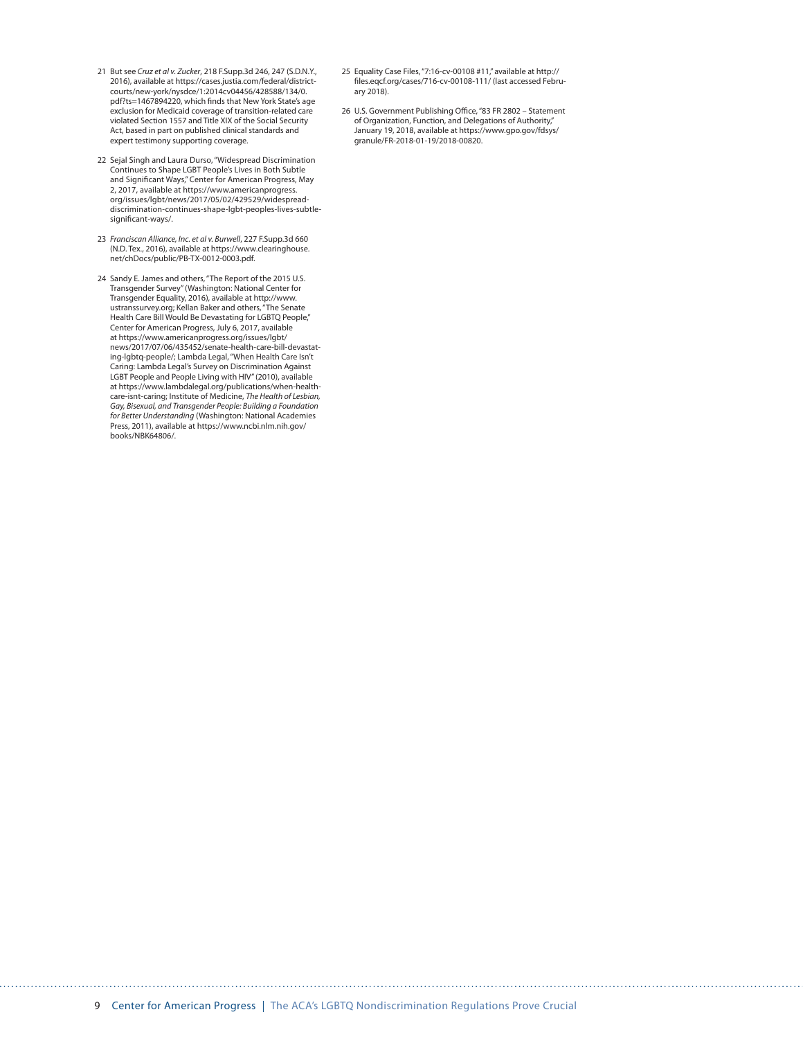21 But see *Cruz et al v. Zucker*, 218 F.Supp.3d 246, 247 (S.D.N.Y., 2016), available at https://cases.justia.com/federal/district-courts/new-york/nysdce/1:2014cv04456/428588/134/0.pdf?ts=1467894220, which finds that New York State's age exclusion for Medicaid coverage of transition-related care violated Section 1557 and Title XIX of the Social Security Act, based in part on published clinical standards and expert testimony supporting coverage.

22 Sejal Singh and Laura Durso, "Widespread Discrimination Continues to Shape LGBT People's Lives in Both Subtle and Significant Ways," Center for American Progress, May 2, 2017, available at https://www.americanprogress.org/issues/lgbt/news/2017/05/02/429529/widespread-discrimination-continues-shape-lgbt-peoples-lives-subtle-significant-ways/.

23 *Franciscan Alliance, Inc. et al v. Burwell*, 227 F.Supp.3d 660 (N.D. Tex., 2016), available at https://www.clearinghouse.net/chDocs/public/PB-TX-0012-0003.pdf.

24 Sandy E. James and others, "The Report of the 2015 U.S. Transgender Survey" (Washington: National Center for Transgender Equality, 2016), available at http://www.ustranssurvey.org; Kellan Baker and others, "The Senate Health Care Bill Would Be Devastating for LGBTQ People," Center for American Progress, July 6, 2017, available at https://www.americanprogress.org/issues/lgbt/news/2017/07/06/435452/senate-health-care-bill-devastating-lgbtq-people/; Lambda Legal, "When Health Care Isn't Caring: Lambda Legal's Survey on Discrimination Against LGBT People and People Living with HIV" (2010), available at https://www.lambdalegal.org/publications/when-health-care-isnt-caring; Institute of Medicine, *The Health of Lesbian, Gay, Bisexual, and Transgender People: Building a Foundation for Better Understanding* (Washington: National Academies Press, 2011), available at https://www.ncbi.nlm.nih.gov/books/NBK64806/.

25 Equality Case Files, "7:16-cv-00108 #11," available at http://files.eqcf.org/cases/716-cv-00108-111/ (last accessed February 2018).

26 U.S. Government Publishing Office, "83 FR 2802 – Statement of Organization, Function, and Delegations of Authority," January 19, 2018, available at https://www.gpo.gov/fdsys/granule/FR-2018-01-19/2018-00820.